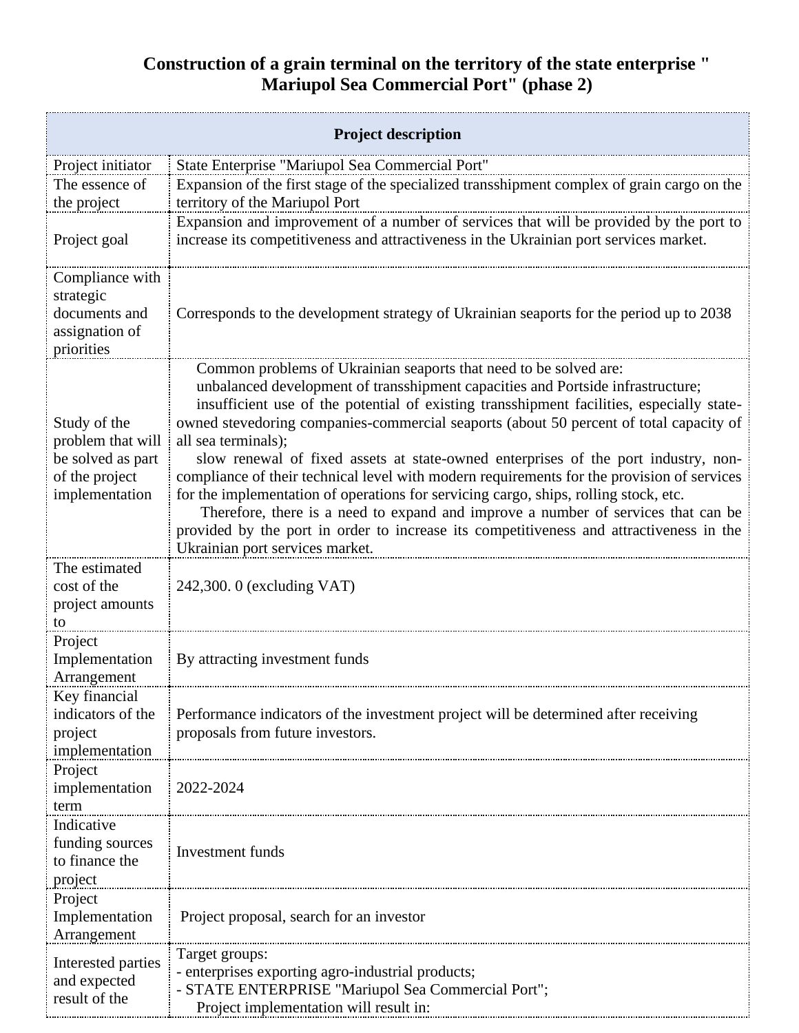# Construction of a grain terminal on the territory of the state enterprise " Mariupol Sea Commercial Port" (phase 2)

| Project description | |
|---|---|
| Project initiator | State Enterprise "Mariupol Sea Commercial Port" |
| The essence of the project | Expansion of the first stage of the specialized transshipment complex of grain cargo on the territory of the Mariupol Port |
| Project goal | Expansion and improvement of a number of services that will be provided by the port to increase its competitiveness and attractiveness in the Ukrainian port services market. |
| Compliance with strategic documents and assignation of priorities | Corresponds to the development strategy of Ukrainian seaports for the period up to 2038 |
| Study of the problem that will be solved as part of the project implementation | Common problems of Ukrainian seaports that need to be solved are:<br>unbalanced development of transshipment capacities and Portside infrastructure;<br>insufficient use of the potential of existing transshipment facilities, especially state-owned stevedoring companies-commercial seaports (about 50 percent of total capacity of all sea terminals);<br>slow renewal of fixed assets at state-owned enterprises of the port industry, non-compliance of their technical level with modern requirements for the provision of services for the implementation of operations for servicing cargo, ships, rolling stock, etc.<br>Therefore, there is a need to expand and improve a number of services that can be provided by the port in order to increase its competitiveness and attractiveness in the Ukrainian port services market. |
| The estimated cost of the project amounts to | 242,300. 0 (excluding VAT) |
| Project Implementation Arrangement | By attracting investment funds |
| Key financial indicators of the project implementation | Performance indicators of the investment project will be determined after receiving proposals from future investors. |
| Project implementation term | 2022-2024 |
| Indicative funding sources to finance the project | Investment funds |
| Project Implementation Arrangement | Project proposal, search for an investor |
| Interested parties and expected result of the | Target groups:<br>- enterprises exporting agro-industrial products;<br>- STATE ENTERPRISE "Mariupol Sea Commercial Port";<br>Project implementation will result in: |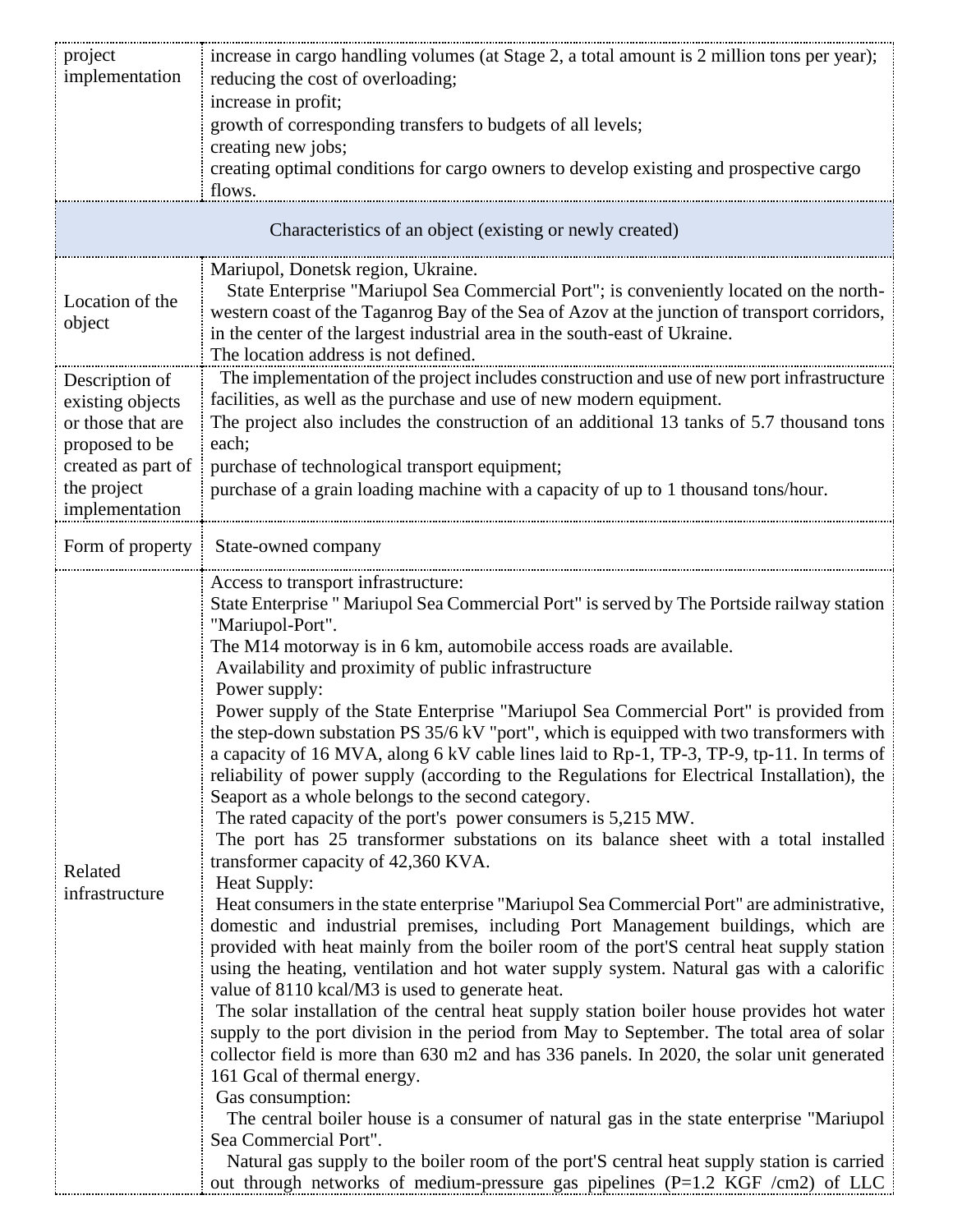| project implementation | increase in cargo handling volumes (at Stage 2, a total amount is 2 million tons per year);<br>reducing the cost of overloading;<br>increase in profit;<br>growth of corresponding transfers to budgets of all levels;<br>creating new jobs;<br>creating optimal conditions for cargo owners to develop existing and prospective cargo flows. |
|---|---|
| **Characteristics of an object (existing or newly created)** | |
| Location of the object | Mariupol, Donetsk region, Ukraine.<br>State Enterprise "Mariupol Sea Commercial Port"; is conveniently located on the north-western coast of the Taganrog Bay of the Sea of Azov at the junction of transport corridors, in the center of the largest industrial area in the south-east of Ukraine.<br>The location address is not defined. |
| Description of existing objects or those that are proposed to be created as part of the project implementation | The implementation of the project includes construction and use of new port infrastructure facilities, as well as the purchase and use of new modern equipment.<br>The project also includes the construction of an additional 13 tanks of 5.7 thousand tons each;<br>purchase of technological transport equipment;<br>purchase of a grain loading machine with a capacity of up to 1 thousand tons/hour. |
| Form of property | State-owned company |
| Related infrastructure | Access to transport infrastructure:<br>State Enterprise " Mariupol Sea Commercial Port" is served by The Portside railway station "Mariupol-Port".<br>The M14 motorway is in 6 km, automobile access roads are available.<br>Availability and proximity of public infrastructure<br>Power supply:<br>Power supply of the State Enterprise "Mariupol Sea Commercial Port" is provided from the step-down substation PS 35/6 kV "port", which is equipped with two transformers with a capacity of 16 MVA, along 6 kV cable lines laid to Rp-1, TP-3, TP-9, tp-11. In terms of reliability of power supply (according to the Regulations for Electrical Installation), the Seaport as a whole belongs to the second category.<br>The rated capacity of the port's power consumers is 5,215 MW.<br>The port has 25 transformer substations on its balance sheet with a total installed transformer capacity of 42,360 KVA.<br>Heat Supply:<br>Heat consumers in the state enterprise "Mariupol Sea Commercial Port" are administrative, domestic and industrial premises, including Port Management buildings, which are provided with heat mainly from the boiler room of the port'S central heat supply station using the heating, ventilation and hot water supply system. Natural gas with a calorific value of 8110 kcal/M3 is used to generate heat.<br>The solar installation of the central heat supply station boiler house provides hot water supply to the port division in the period from May to September. The total area of solar collector field is more than 630 m2 and has 336 panels. In 2020, the solar unit generated 161 Gcal of thermal energy.<br>Gas consumption:<br>The central boiler house is a consumer of natural gas in the state enterprise "Mariupol Sea Commercial Port".<br>Natural gas supply to the boiler room of the port'S central heat supply station is carried out through networks of medium-pressure gas pipelines (P=1.2 KGF /cm2) of LLC |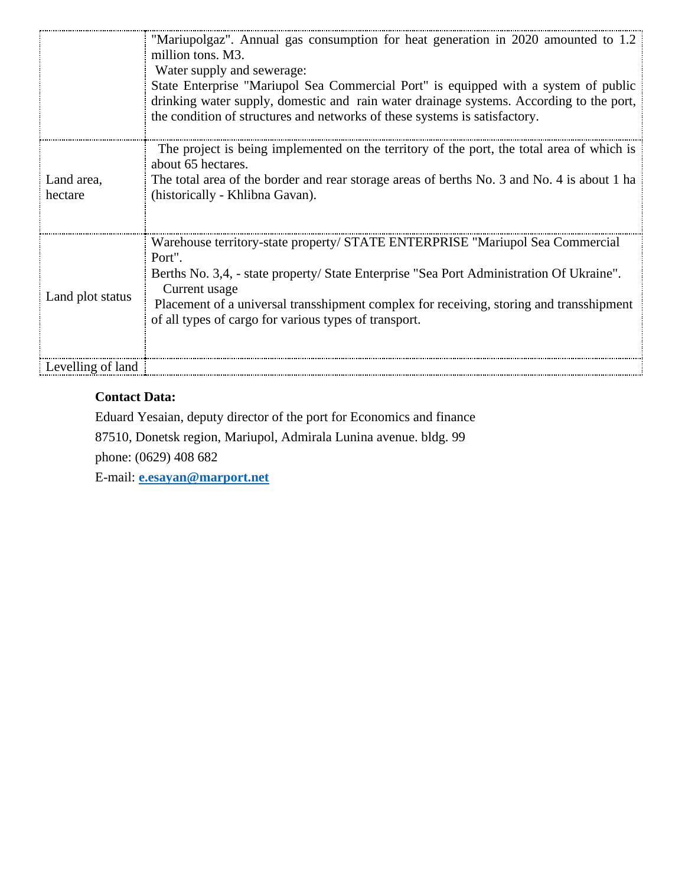| | |
|---|---|
| | "Mariupolgaz". Annual gas consumption for heat generation in 2020 amounted to 1.2 million tons. M3.<br>Water supply and sewerage:<br>State Enterprise "Mariupol Sea Commercial Port" is equipped with a system of public drinking water supply, domestic and rain water drainage systems. According to the port, the condition of structures and networks of these systems is satisfactory. |
| Land area, hectare | The project is being implemented on the territory of the port, the total area of which is about 65 hectares.<br>The total area of the border and rear storage areas of berths No. 3 and No. 4 is about 1 ha (historically - Khlibna Gavan). |
| Land plot status | Warehouse territory-state property/ STATE ENTERPRISE "Mariupol Sea Commercial Port".<br>Berths No. 3,4, - state property/ State Enterprise "Sea Port Administration Of Ukraine".<br>Current usage<br>Placement of a universal transshipment complex for receiving, storing and transshipment of all types of cargo for various types of transport. |
| Levelling of land | |

**Contact Data:**

Eduard Yesaian, deputy director of the port for Economics and finance

87510, Donetsk region, Mariupol, Admirala Lunina avenue. bldg. 99

phone: (0629) 408 682

E-mail: **e.esayan@marport.net**